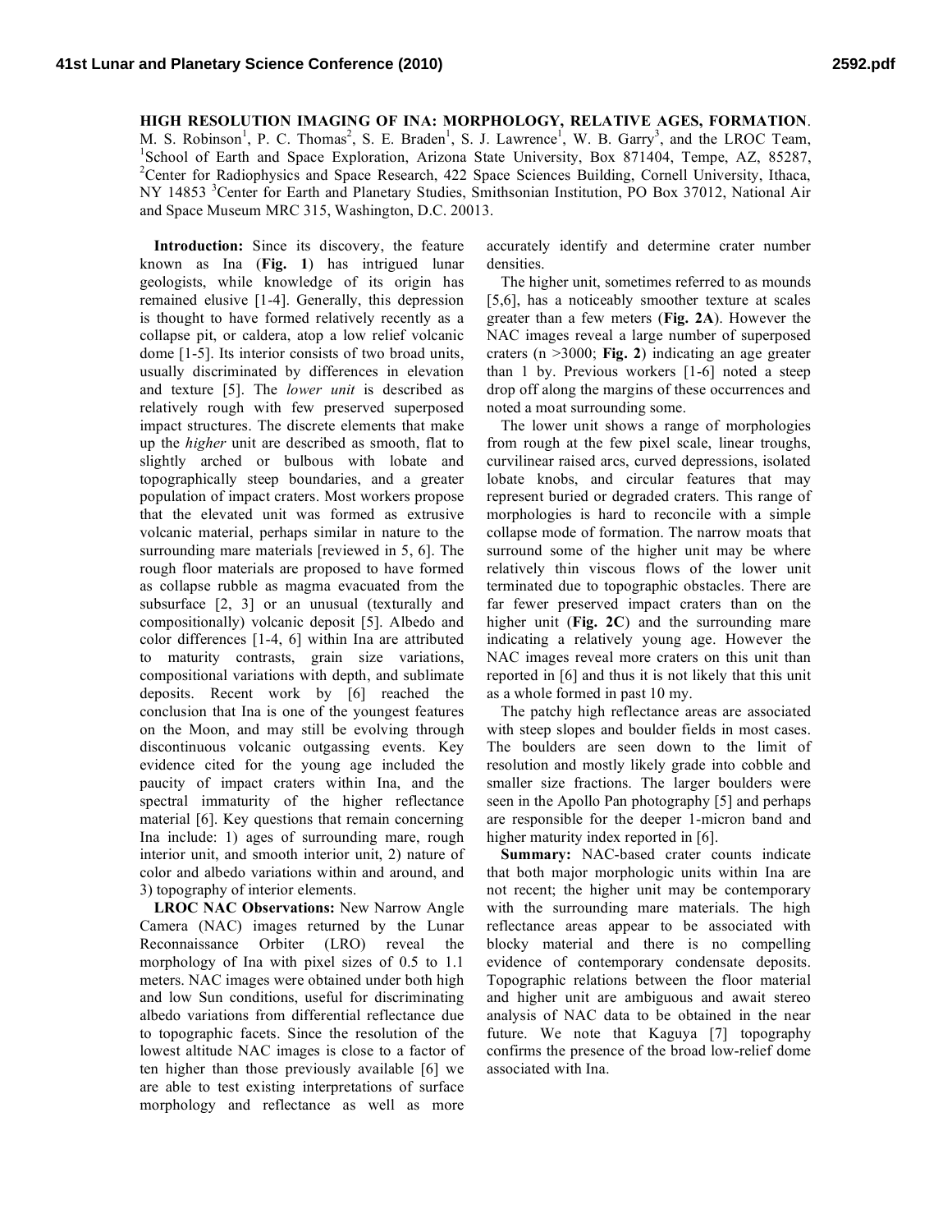# HIGH RESOLUTION IMAGING OF INA: MORPHOLOGY, RELATIVE AGES, FORMATION.

M. S. Robinson[1], P. C. Thomas[2], S. E. Braden[1], S. J. Lawrence[1], W. B. Garry[3], and the LROC Team, [1]School of Earth and Space Exploration, Arizona State University, Box 871404, Tempe, AZ, 85287, [2]Center for Radiophysics and Space Research, 422 Space Sciences Building, Cornell University, Ithaca, NY 14853 [3]Center for Earth and Planetary Studies, Smithsonian Institution, PO Box 37012, National Air and Space Museum MRC 315, Washington, D.C. 20013.

**Introduction:** Since its discovery, the feature known as Ina (**Fig. 1**) has intrigued lunar geologists, while knowledge of its origin has remained elusive [1-4]. Generally, this depression is thought to have formed relatively recently as a collapse pit, or caldera, atop a low relief volcanic dome [1-5]. Its interior consists of two broad units, usually discriminated by differences in elevation and texture [5]. The *lower unit* is described as relatively rough with few preserved superposed impact structures. The discrete elements that make up the *higher* unit are described as smooth, flat to slightly arched or bulbous with lobate and topographically steep boundaries, and a greater population of impact craters. Most workers propose that the elevated unit was formed as extrusive volcanic material, perhaps similar in nature to the surrounding mare materials [reviewed in 5, 6]. The rough floor materials are proposed to have formed as collapse rubble as magma evacuated from the subsurface [2, 3] or an unusual (texturally and compositionally) volcanic deposit [5]. Albedo and color differences [1-4, 6] within Ina are attributed to maturity contrasts, grain size variations, compositional variations with depth, and sublimate deposits. Recent work by [6] reached the conclusion that Ina is one of the youngest features on the Moon, and may still be evolving through discontinuous volcanic outgassing events. Key evidence cited for the young age included the paucity of impact craters within Ina, and the spectral immaturity of the higher reflectance material [6]. Key questions that remain concerning Ina include: 1) ages of surrounding mare, rough interior unit, and smooth interior unit, 2) nature of color and albedo variations within and around, and 3) topography of interior elements.

**LROC NAC Observations:** New Narrow Angle Camera (NAC) images returned by the Lunar Reconnaissance Orbiter (LRO) reveal the morphology of Ina with pixel sizes of 0.5 to 1.1 meters. NAC images were obtained under both high and low Sun conditions, useful for discriminating albedo variations from differential reflectance due to topographic facets. Since the resolution of the lowest altitude NAC images is close to a factor of ten higher than those previously available [6] we are able to test existing interpretations of surface morphology and reflectance as well as more accurately identify and determine crater number densities.

The higher unit, sometimes referred to as mounds [5,6], has a noticeably smoother texture at scales greater than a few meters (**Fig. 2A**). However the NAC images reveal a large number of superposed craters (n >3000; **Fig. 2**) indicating an age greater than 1 by. Previous workers [1-6] noted a steep drop off along the margins of these occurrences and noted a moat surrounding some.

The lower unit shows a range of morphologies from rough at the few pixel scale, linear troughs, curvilinear raised arcs, curved depressions, isolated lobate knobs, and circular features that may represent buried or degraded craters. This range of morphologies is hard to reconcile with a simple collapse mode of formation. The narrow moats that surround some of the higher unit may be where relatively thin viscous flows of the lower unit terminated due to topographic obstacles. There are far fewer preserved impact craters than on the higher unit (**Fig. 2C**) and the surrounding mare indicating a relatively young age. However the NAC images reveal more craters on this unit than reported in [6] and thus it is not likely that this unit as a whole formed in past 10 my.

The patchy high reflectance areas are associated with steep slopes and boulder fields in most cases. The boulders are seen down to the limit of resolution and mostly likely grade into cobble and smaller size fractions. The larger boulders were seen in the Apollo Pan photography [5] and perhaps are responsible for the deeper 1-micron band and higher maturity index reported in [6].

**Summary:** NAC-based crater counts indicate that both major morphologic units within Ina are not recent; the higher unit may be contemporary with the surrounding mare materials. The high reflectance areas appear to be associated with blocky material and there is no compelling evidence of contemporary condensate deposits. Topographic relations between the floor material and higher unit are ambiguous and await stereo analysis of NAC data to be obtained in the near future. We note that Kaguya [7] topography confirms the presence of the broad low-relief dome associated with Ina.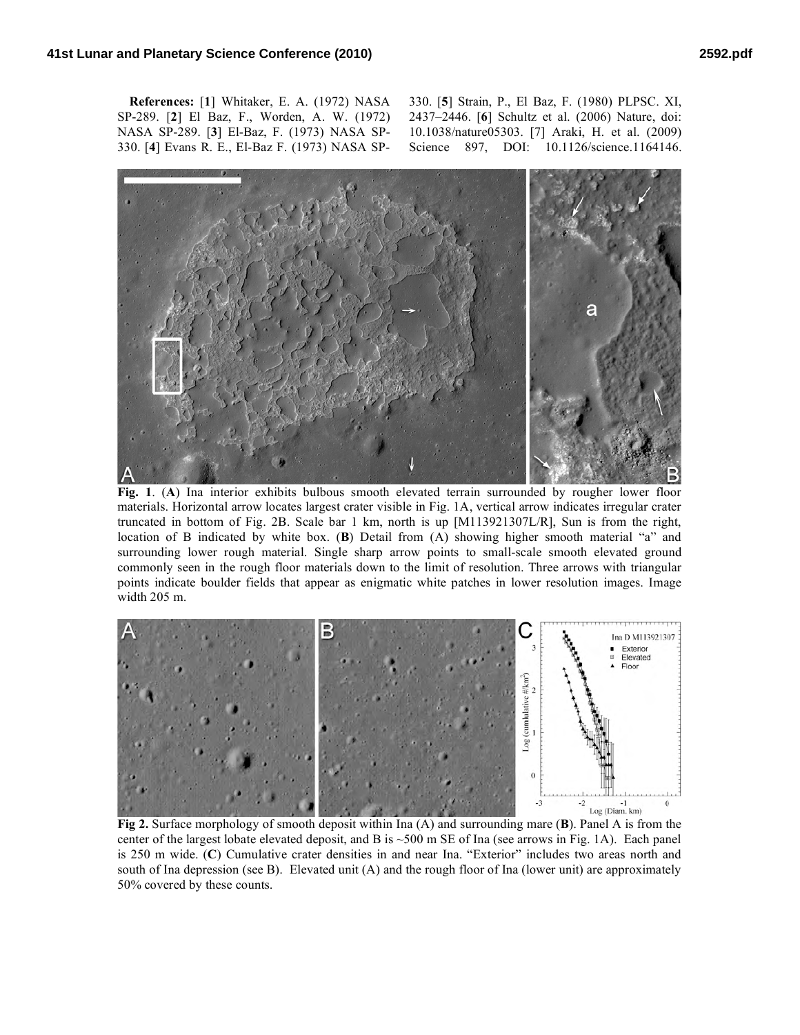**References:** [1] Whitaker, E. A. (1972) NASA SP-289. [2] El Baz, F., Worden, A. W. (1972) NASA SP-289. [3] El-Baz, F. (1973) NASA SP-330. [4] Evans R. E., El-Baz F. (1973) NASA SP-330. [5] Strain, P., El Baz, F. (1980) PLPSC. XI, 2437–2446. [6] Schultz et al. (2006) Nature, doi: 10.1038/nature05303. [7] Araki, H. et al. (2009) Science 897, DOI: 10.1126/science.1164146.

**Fig. 1**. (**A**) Ina interior exhibits bulbous smooth elevated terrain surrounded by rougher lower floor materials. Horizontal arrow locates largest crater visible in Fig. 1A, vertical arrow indicates irregular crater truncated in bottom of Fig. 2B. Scale bar 1 km, north is up [M113921307L/R], Sun is from the right, location of B indicated by white box. (**B**) Detail from (A) showing higher smooth material "a" and surrounding lower rough material. Single sharp arrow points to small-scale smooth elevated ground commonly seen in the rough floor materials down to the limit of resolution. Three arrows with triangular points indicate boulder fields that appear as enigmatic white patches in lower resolution images. Image width 205 m.

Ina D M113921307
Exterior
Elevated
Floor
Log (cumulative #/km²)
Log (Diam. km)

**Fig 2.** Surface morphology of smooth deposit within Ina (A) and surrounding mare (**B**). Panel A is from the center of the largest lobate elevated deposit, and B is ~500 m SE of Ina (see arrows in Fig. 1A). Each panel is 250 m wide. (**C**) Cumulative crater densities in and near Ina. "Exterior" includes two areas north and south of Ina depression (see B). Elevated unit (A) and the rough floor of Ina (lower unit) are approximately 50% covered by these counts.